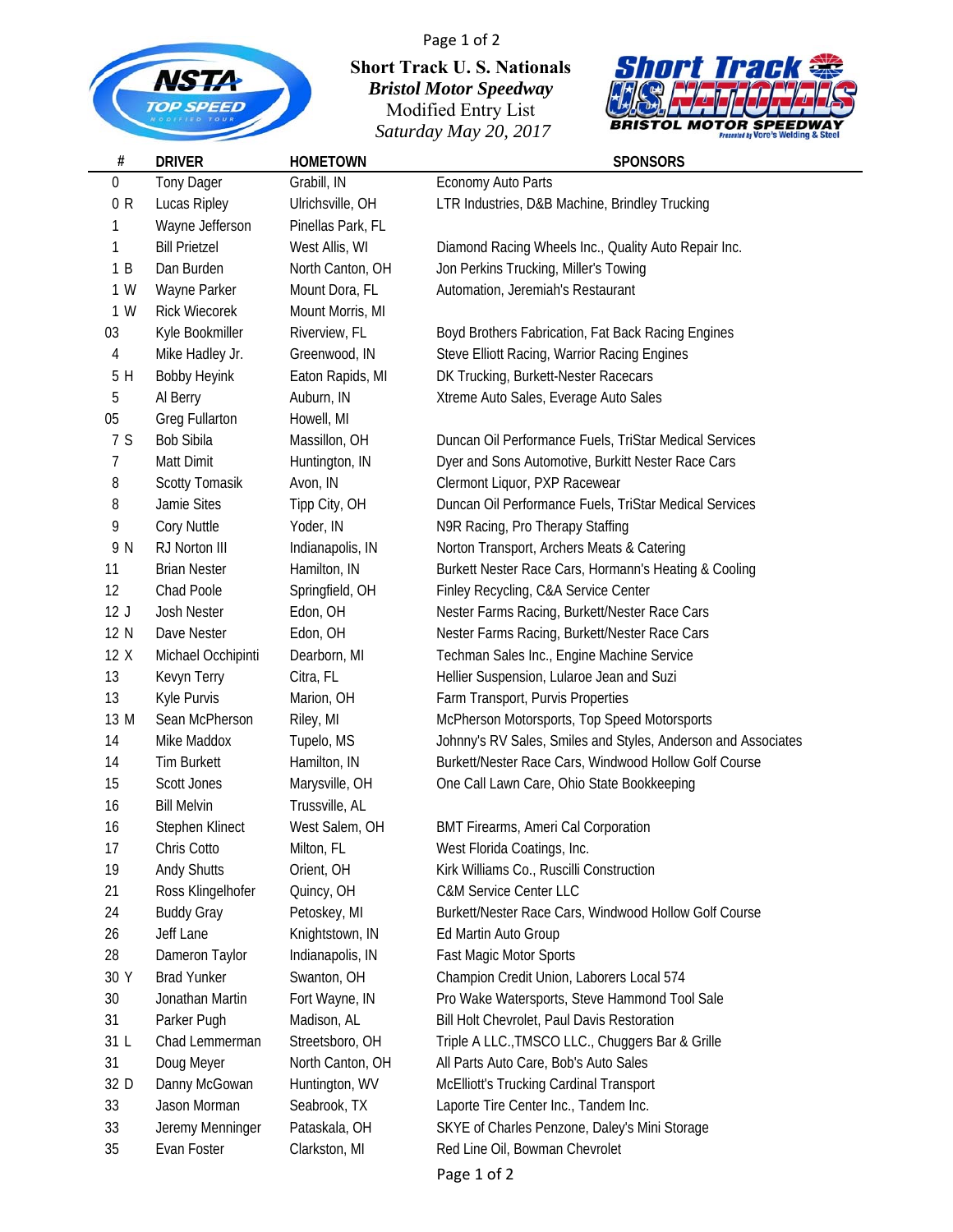**Short Track U. S. Nationals**
***Bristol Motor Speedway***
Modified Entry List
*Saturday May 20, 2017*

| # | DRIVER | HOMETOWN | SPONSORS |
|---|---|---|---|
| 0 | Tony Dager | Grabill, IN | Economy Auto Parts |
| 0 R | Lucas Ripley | Ulrichsville, OH | LTR Industries, D&B Machine, Brindley Trucking |
| 1 | Wayne Jefferson | Pinellas Park, FL | |
| 1 | Bill Prietzel | West Allis, WI | Diamond Racing Wheels Inc., Quality Auto Repair Inc. |
| 1 B | Dan Burden | North Canton, OH | Jon Perkins Trucking, Miller's Towing |
| 1 W | Wayne Parker | Mount Dora, FL | Automation, Jeremiah's Restaurant |
| 1 W | Rick Wiecorek | Mount Morris, MI | |
| 03 | Kyle Bookmiller | Riverview, FL | Boyd Brothers Fabrication, Fat Back Racing Engines |
| 4 | Mike Hadley Jr. | Greenwood, IN | Steve Elliott Racing, Warrior Racing Engines |
| 5 H | Bobby Heyink | Eaton Rapids, MI | DK Trucking, Burkett-Nester Racecars |
| 5 | Al Berry | Auburn, IN | Xtreme Auto Sales, Everage Auto Sales |
| 05 | Greg Fullarton | Howell, MI | |
| 7 S | Bob Sibila | Massillon, OH | Duncan Oil Performance Fuels, TriStar Medical Services |
| 7 | Matt Dimit | Huntington, IN | Dyer and Sons Automotive, Burkitt Nester Race Cars |
| 8 | Scotty Tomasik | Avon, IN | Clermont Liquor, PXP Racewear |
| 8 | Jamie Sites | Tipp City, OH | Duncan Oil Performance Fuels, TriStar Medical Services |
| 9 | Cory Nuttle | Yoder, IN | N9R Racing, Pro Therapy Staffing |
| 9 N | RJ Norton III | Indianapolis, IN | Norton Transport, Archers Meats & Catering |
| 11 | Brian Nester | Hamilton, IN | Burkett Nester Race Cars, Hormann's Heating & Cooling |
| 12 | Chad Poole | Springfield, OH | Finley Recycling, C&A Service Center |
| 12 J | Josh Nester | Edon, OH | Nester Farms Racing, Burkett/Nester Race Cars |
| 12 N | Dave Nester | Edon, OH | Nester Farms Racing, Burkett/Nester Race Cars |
| 12 X | Michael Occhipinti | Dearborn, MI | Techman Sales Inc., Engine Machine Service |
| 13 | Kevyn Terry | Citra, FL | Hellier Suspension, Lularoe Jean and Suzi |
| 13 | Kyle Purvis | Marion, OH | Farm Transport, Purvis Properties |
| 13 M | Sean McPherson | Riley, MI | McPherson Motorsports, Top Speed Motorsports |
| 14 | Mike Maddox | Tupelo, MS | Johnny's RV Sales, Smiles and Styles, Anderson and Associates |
| 14 | Tim Burkett | Hamilton, IN | Burkett/Nester Race Cars, Windwood Hollow Golf Course |
| 15 | Scott Jones | Marysville, OH | One Call Lawn Care, Ohio State Bookkeeping |
| 16 | Bill Melvin | Trussville, AL | |
| 16 | Stephen Klinect | West Salem, OH | BMT Firearms, Ameri Cal Corporation |
| 17 | Chris Cotto | Milton, FL | West Florida Coatings, Inc. |
| 19 | Andy Shutts | Orient, OH | Kirk Williams Co., Ruscilli Construction |
| 21 | Ross Klingelhofer | Quincy, OH | C&M Service Center LLC |
| 24 | Buddy Gray | Petoskey, MI | Burkett/Nester Race Cars, Windwood Hollow Golf Course |
| 26 | Jeff Lane | Knightstown, IN | Ed Martin Auto Group |
| 28 | Dameron Taylor | Indianapolis, IN | Fast Magic Motor Sports |
| 30 Y | Brad Yunker | Swanton, OH | Champion Credit Union, Laborers Local 574 |
| 30 | Jonathan Martin | Fort Wayne, IN | Pro Wake Watersports, Steve Hammond Tool Sale |
| 31 | Parker Pugh | Madison, AL | Bill Holt Chevrolet, Paul Davis Restoration |
| 31 L | Chad Lemmerman | Streetsboro, OH | Triple A LLC.,TMSCO LLC., Chuggers Bar & Grille |
| 31 | Doug Meyer | North Canton, OH | All Parts Auto Care, Bob's Auto Sales |
| 32 D | Danny McGowan | Huntington, WV | McElliott's Trucking Cardinal Transport |
| 33 | Jason Morman | Seabrook, TX | Laporte Tire Center Inc., Tandem Inc. |
| 33 | Jeremy Menninger | Pataskala, OH | SKYE of Charles Penzone, Daley's Mini Storage |
| 35 | Evan Foster | Clarkston, MI | Red Line Oil, Bowman Chevrolet |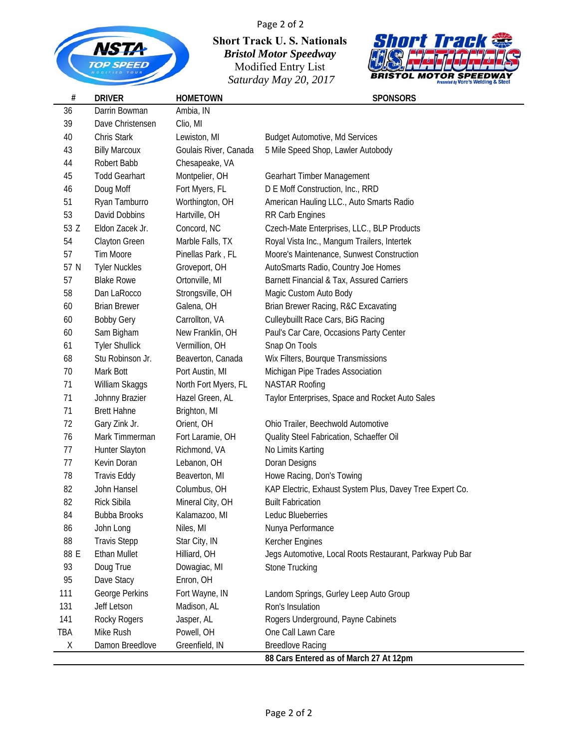**Short Track U. S. Nationals**
***Bristol Motor Speedway***
Modified Entry List
*Saturday May 20, 2017*

| # | DRIVER | HOMETOWN | SPONSORS |
|---|---|---|---|
| 36 | Darrin Bowman | Ambia, IN | |
| 39 | Dave Christensen | Clio, MI | |
| 40 | Chris Stark | Lewiston, MI | Budget Automotive, Md Services |
| 43 | Billy Marcoux | Goulais River, Canada | 5 Mile Speed Shop, Lawler Autobody |
| 44 | Robert Babb | Chesapeake, VA | |
| 45 | Todd Gearhart | Montpelier, OH | Gearhart Timber Management |
| 46 | Doug Moff | Fort Myers, FL | D E Moff Construction, Inc., RRD |
| 51 | Ryan Tamburro | Worthington, OH | American Hauling LLC., Auto Smarts Radio |
| 53 | David Dobbins | Hartville, OH | RR Carb Engines |
| 53 Z | Eldon Zacek Jr. | Concord, NC | Czech-Mate Enterprises, LLC., BLP Products |
| 54 | Clayton Green | Marble Falls, TX | Royal Vista Inc., Mangum Trailers, Intertek |
| 57 | Tim Moore | Pinellas Park , FL | Moore's Maintenance, Sunwest Construction |
| 57 N | Tyler Nuckles | Groveport, OH | AutoSmarts Radio, Country Joe Homes |
| 57 | Blake Rowe | Ortonville, MI | Barnett Financial & Tax, Assured Carriers |
| 58 | Dan LaRocco | Strongsville, OH | Magic Custom Auto Body |
| 60 | Brian Brewer | Galena, OH | Brian Brewer Racing, R&C Excavating |
| 60 | Bobby Gery | Carrollton, VA | Culleybuillt Race Cars, BiG Racing |
| 60 | Sam Bigham | New Franklin, OH | Paul's Car Care, Occasions Party Center |
| 61 | Tyler Shullick | Vermillion, OH | Snap On Tools |
| 68 | Stu Robinson Jr. | Beaverton, Canada | Wix Filters, Bourque Transmissions |
| 70 | Mark Bott | Port Austin, MI | Michigan Pipe Trades Association |
| 71 | William Skaggs | North Fort Myers, FL | NASTAR Roofing |
| 71 | Johnny Brazier | Hazel Green, AL | Taylor Enterprises, Space and Rocket Auto Sales |
| 71 | Brett Hahne | Brighton, MI | |
| 72 | Gary Zink Jr. | Orient, OH | Ohio Trailer, Beechwold Automotive |
| 76 | Mark Timmerman | Fort Laramie, OH | Quality Steel Fabrication, Schaeffer Oil |
| 77 | Hunter Slayton | Richmond, VA | No Limits Karting |
| 77 | Kevin Doran | Lebanon, OH | Doran Designs |
| 78 | Travis Eddy | Beaverton, MI | Howe Racing, Don's Towing |
| 82 | John Hansel | Columbus, OH | KAP Electric, Exhaust System Plus, Davey Tree Expert Co. |
| 82 | Rick Sibila | Mineral City, OH | Built Fabrication |
| 84 | Bubba Brooks | Kalamazoo, MI | Leduc Blueberries |
| 86 | John Long | Niles, MI | Nunya Performance |
| 88 | Travis Stepp | Star City, IN | Kercher Engines |
| 88 E | Ethan Mullet | Hilliard, OH | Jegs Automotive, Local Roots Restaurant, Parkway Pub Bar |
| 93 | Doug True | Dowagiac, MI | Stone Trucking |
| 95 | Dave Stacy | Enron, OH | |
| 111 | George Perkins | Fort Wayne, IN | Landom Springs, Gurley Leep Auto Group |
| 131 | Jeff Letson | Madison, AL | Ron's Insulation |
| 141 | Rocky Rogers | Jasper, AL | Rogers Underground, Payne Cabinets |
| TBA | Mike Rush | Powell, OH | One Call Lawn Care |
| X | Damon Breedlove | Greenfield, IN | Breedlove Racing |

**88 Cars Entered as of March 27 At 12pm**